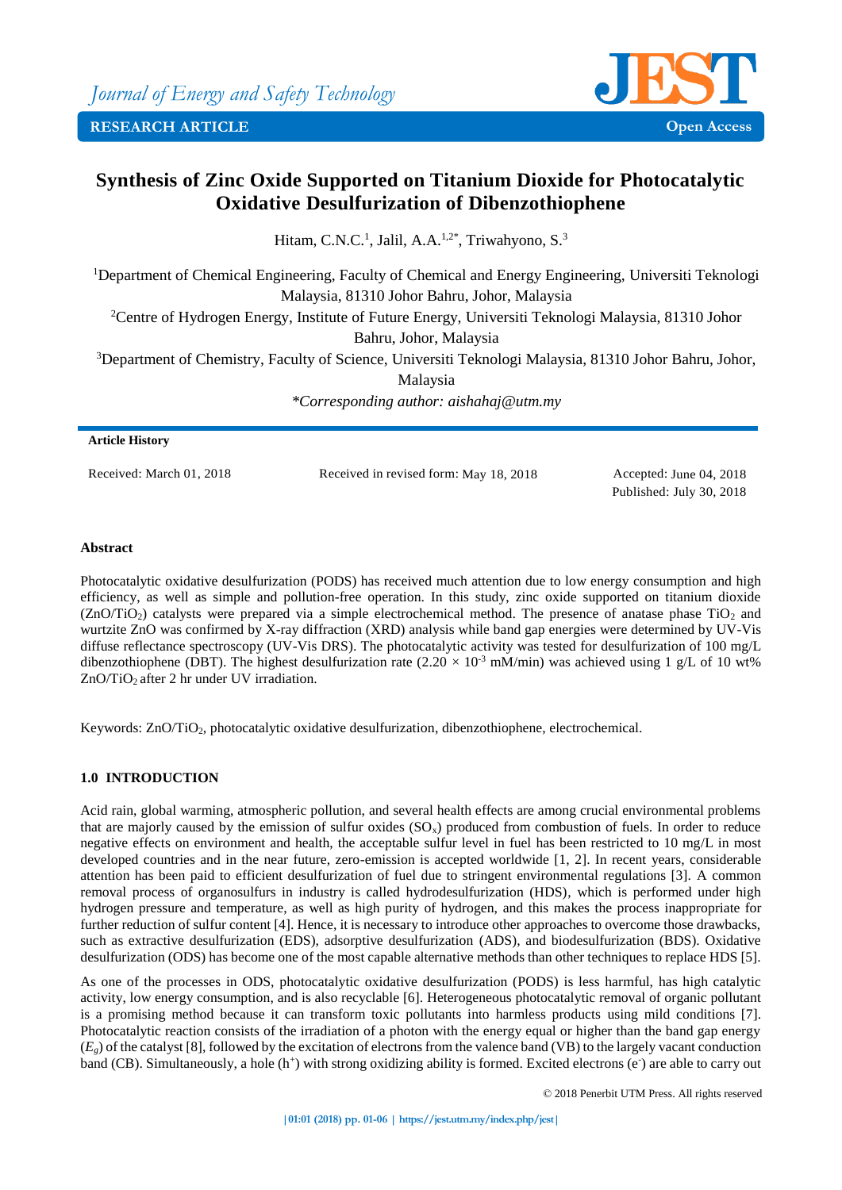# Synthesis of Zinc Oxide Supported on Titanium Dioxide for Photocatalytic Oxidative Desulfurization of Dibenzothiophene

Hitam, C.N.C.[1], Jalil, A.A.[1,2*], Triwahyono, S.[3]

[1]Department of Chemical Engineering, Faculty of Chemical and Energy Engineering, Universiti Teknologi Malaysia, 81310 Johor Bahru, Johor, Malaysia

[2]Centre of Hydrogen Energy, Institute of Future Energy, Universiti Teknologi Malaysia, 81310 Johor Bahru, Johor, Malaysia

[3]Department of Chemistry, Faculty of Science, Universiti Teknologi Malaysia, 81310 Johor Bahru, Johor, Malaysia

*\*Corresponding author: aishahaj@utm.my*

**Article History**

Received: March 01, 2018 | Received in revised form: May 18, 2018 | Accepted: June 04, 2018 | Published: July 30, 2018

### Abstract

Photocatalytic oxidative desulfurization (PODS) has received much attention due to low energy consumption and high efficiency, as well as simple and pollution-free operation. In this study, zinc oxide supported on titanium dioxide ($ZnO/TiO_2$) catalysts were prepared via a simple electrochemical method. The presence of anatase phase $TiO_2$ and wurtzite ZnO was confirmed by X-ray diffraction (XRD) analysis while band gap energies were determined by UV-Vis diffuse reflectance spectroscopy (UV-Vis DRS). The photocatalytic activity was tested for desulfurization of 100 mg/L dibenzothiophene (DBT). The highest desulfurization rate ($2.20 \times 10^{-3}$ mM/min) was achieved using 1 g/L of 10 wt% $ZnO/TiO_2$ after 2 hr under UV irradiation.

Keywords: $ZnO/TiO_2$, photocatalytic oxidative desulfurization, dibenzothiophene, electrochemical.

## 1.0 INTRODUCTION

Acid rain, global warming, atmospheric pollution, and several health effects are among crucial environmental problems that are majorly caused by the emission of sulfur oxides ($SO_x$) produced from combustion of fuels. In order to reduce negative effects on environment and health, the acceptable sulfur level in fuel has been restricted to 10 mg/L in most developed countries and in the near future, zero-emission is accepted worldwide [1, 2]. In recent years, considerable attention has been paid to efficient desulfurization of fuel due to stringent environmental regulations [3]. A common removal process of organosulfurs in industry is called hydrodesulfurization (HDS), which is performed under high hydrogen pressure and temperature, as well as high purity of hydrogen, and this makes the process inappropriate for further reduction of sulfur content [4]. Hence, it is necessary to introduce other approaches to overcome those drawbacks, such as extractive desulfurization (EDS), adsorptive desulfurization (ADS), and biodesulfurization (BDS). Oxidative desulfurization (ODS) has become one of the most capable alternative methods than other techniques to replace HDS [5].

As one of the processes in ODS, photocatalytic oxidative desulfurization (PODS) is less harmful, has high catalytic activity, low energy consumption, and is also recyclable [6]. Heterogeneous photocatalytic removal of organic pollutant is a promising method because it can transform toxic pollutants into harmless products using mild conditions [7]. Photocatalytic reaction consists of the irradiation of a photon with the energy equal or higher than the band gap energy ($E_g$) of the catalyst [8], followed by the excitation of electrons from the valence band (VB) to the largely vacant conduction band (CB). Simultaneously, a hole ($h^+$) with strong oxidizing ability is formed. Excited electrons ($e^-$) are able to carry out

© 2018 Penerbit UTM Press. All rights reserved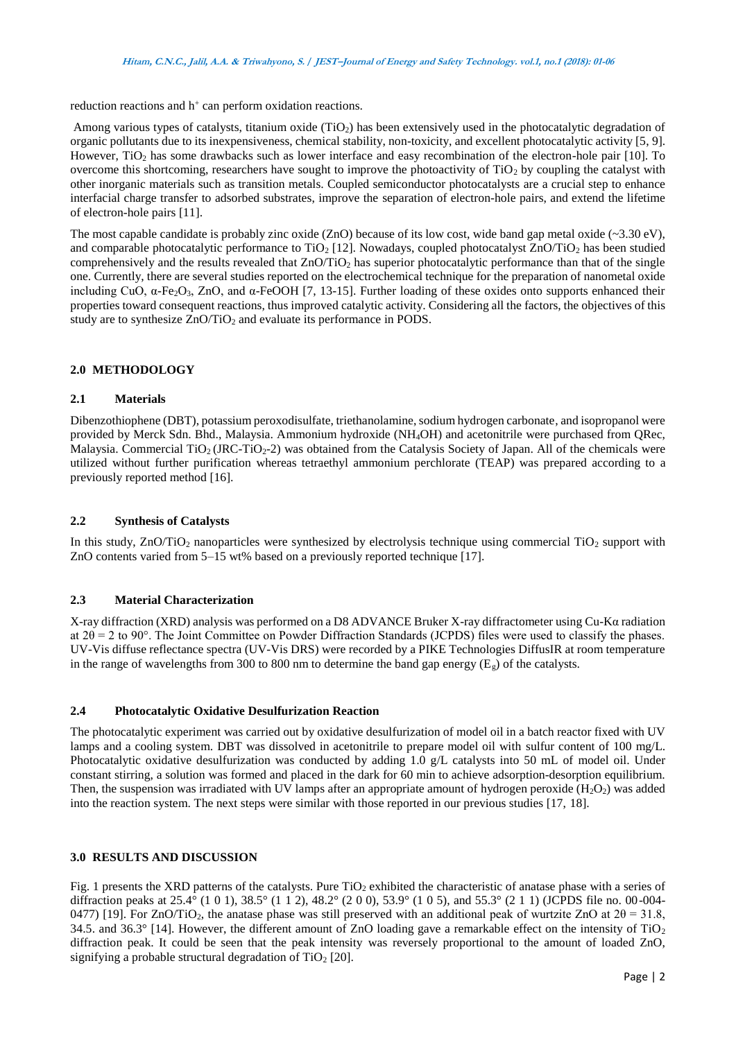reduction reactions and $h^+$ can perform oxidation reactions.

Among various types of catalysts, titanium oxide ($TiO_2$) has been extensively used in the photocatalytic degradation of organic pollutants due to its inexpensiveness, chemical stability, non-toxicity, and excellent photocatalytic activity [5, 9]. However, $TiO_2$ has some drawbacks such as lower interface and easy recombination of the electron-hole pair [10]. To overcome this shortcoming, researchers have sought to improve the photoactivity of $TiO_2$ by coupling the catalyst with other inorganic materials such as transition metals. Coupled semiconductor photocatalysts are a crucial step to enhance interfacial charge transfer to adsorbed substrates, improve the separation of electron-hole pairs, and extend the lifetime of electron-hole pairs [11].

The most capable candidate is probably zinc oxide (ZnO) because of its low cost, wide band gap metal oxide (~3.30 eV), and comparable photocatalytic performance to $TiO_2$ [12]. Nowadays, coupled photocatalyst $ZnO/TiO_2$ has been studied comprehensively and the results revealed that $ZnO/TiO_2$ has superior photocatalytic performance than that of the single one. Currently, there are several studies reported on the electrochemical technique for the preparation of nanometal oxide including CuO, $\alpha$-$Fe_2O_3$, ZnO, and $\alpha$-FeOOH [7, 13-15]. Further loading of these oxides onto supports enhanced their properties toward consequent reactions, thus improved catalytic activity. Considering all the factors, the objectives of this study are to synthesize $ZnO/TiO_2$ and evaluate its performance in PODS.

## 2.0 METHODOLOGY

### 2.1 Materials

Dibenzothiophene (DBT), potassium peroxodisulfate, triethanolamine, sodium hydrogen carbonate, and isopropanol were provided by Merck Sdn. Bhd., Malaysia. Ammonium hydroxide ($NH_4OH$) and acetonitrile were purchased from QRec, Malaysia. Commercial $TiO_2$ (JRC-$TiO_2$-2) was obtained from the Catalysis Society of Japan. All of the chemicals were utilized without further purification whereas tetraethyl ammonium perchlorate (TEAP) was prepared according to a previously reported method [16].

### 2.2 Synthesis of Catalysts

In this study, $ZnO/TiO_2$ nanoparticles were synthesized by electrolysis technique using commercial $TiO_2$ support with ZnO contents varied from 5–15 wt% based on a previously reported technique [17].

### 2.3 Material Characterization

X-ray diffraction (XRD) analysis was performed on a D8 ADVANCE Bruker X-ray diffractometer using Cu-Kα radiation at $2\theta = 2$ to 90°. The Joint Committee on Powder Diffraction Standards (JCPDS) files were used to classify the phases. UV-Vis diffuse reflectance spectra (UV-Vis DRS) were recorded by a PIKE Technologies DiffusIR at room temperature in the range of wavelengths from 300 to 800 nm to determine the band gap energy ($E_g$) of the catalysts.

### 2.4 Photocatalytic Oxidative Desulfurization Reaction

The photocatalytic experiment was carried out by oxidative desulfurization of model oil in a batch reactor fixed with UV lamps and a cooling system. DBT was dissolved in acetonitrile to prepare model oil with sulfur content of 100 mg/L. Photocatalytic oxidative desulfurization was conducted by adding 1.0 g/L catalysts into 50 mL of model oil. Under constant stirring, a solution was formed and placed in the dark for 60 min to achieve adsorption-desorption equilibrium. Then, the suspension was irradiated with UV lamps after an appropriate amount of hydrogen peroxide ($H_2O_2$) was added into the reaction system. The next steps were similar with those reported in our previous studies [17, 18].

## 3.0 RESULTS AND DISCUSSION

Fig. 1 presents the XRD patterns of the catalysts. Pure $TiO_2$ exhibited the characteristic of anatase phase with a series of diffraction peaks at 25.4° (1 0 1), 38.5° (1 1 2), 48.2° (2 0 0), 53.9° (1 0 5), and 55.3° (2 1 1) (JCPDS file no. 00-004-0477) [19]. For $ZnO/TiO_2$, the anatase phase was still preserved with an additional peak of wurtzite ZnO at $2\theta = 31.8$, 34.5. and 36.3° [14]. However, the different amount of ZnO loading gave a remarkable effect on the intensity of $TiO_2$ diffraction peak. It could be seen that the peak intensity was reversely proportional to the amount of loaded ZnO, signifying a probable structural degradation of $TiO_2$ [20].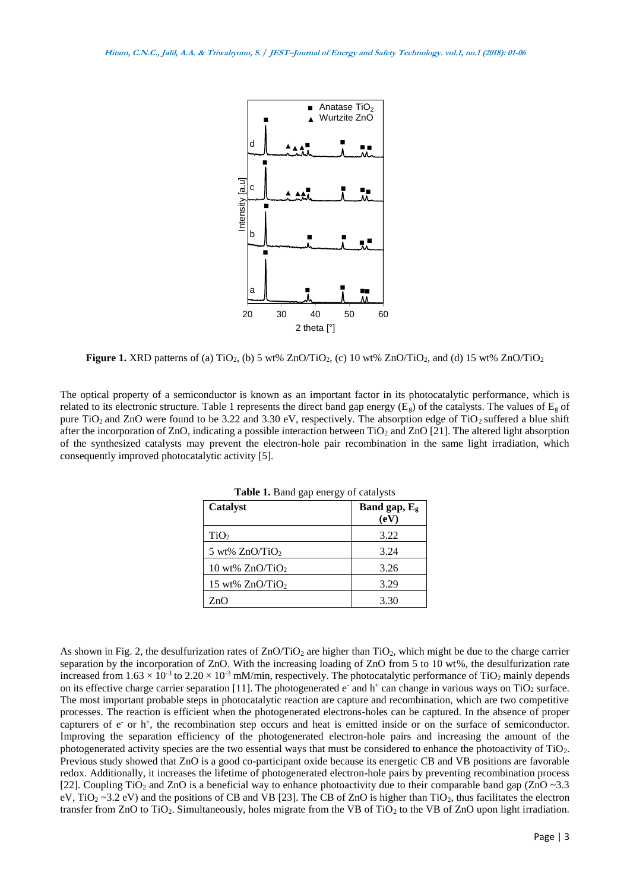**Figure 1.** XRD patterns of (a) $TiO_2$, (b) 5 wt% $ZnO/TiO_2$, (c) 10 wt% $ZnO/TiO_2$, and (d) 15 wt% $ZnO/TiO_2$

The optical property of a semiconductor is known as an important factor in its photocatalytic performance, which is related to its electronic structure. Table 1 represents the direct band gap energy ($E_g$) of the catalysts. The values of $E_g$ of pure $TiO_2$ and ZnO were found to be 3.22 and 3.30 eV, respectively. The absorption edge of $TiO_2$ suffered a blue shift after the incorporation of ZnO, indicating a possible interaction between $TiO_2$ and ZnO [21]. The altered light absorption of the synthesized catalysts may prevent the electron-hole pair recombination in the same light irradiation, which consequently improved photocatalytic activity [5].

**Table 1.** Band gap energy of catalysts

| Catalyst | Band gap, $E_g$ (eV) |
|---|---|
| $TiO_2$ | 3.22 |
| 5 wt% $ZnO/TiO_2$ | 3.24 |
| 10 wt% $ZnO/TiO_2$ | 3.26 |
| 15 wt% $ZnO/TiO_2$ | 3.29 |
| ZnO | 3.30 |

As shown in Fig. 2, the desulfurization rates of $ZnO/TiO_2$ are higher than $TiO_2$, which might be due to the charge carrier separation by the incorporation of ZnO. With the increasing loading of ZnO from 5 to 10 wt%, the desulfurization rate increased from $1.63 \times 10^{-3}$ to $2.20 \times 10^{-3}$ mM/min, respectively. The photocatalytic performance of $TiO_2$ mainly depends on its effective charge carrier separation [11]. The photogenerated $e^-$ and $h^+$ can change in various ways on $TiO_2$ surface. The most important probable steps in photocatalytic reaction are capture and recombination, which are two competitive processes. The reaction is efficient when the photogenerated electrons-holes can be captured. In the absence of proper capturers of $e^-$ or $h^+$, the recombination step occurs and heat is emitted inside or on the surface of semiconductor. Improving the separation efficiency of the photogenerated electron-hole pairs and increasing the amount of the photogenerated activity species are the two essential ways that must be considered to enhance the photoactivity of $TiO_2$. Previous study showed that ZnO is a good co-participant oxide because its energetic CB and VB positions are favorable redox. Additionally, it increases the lifetime of photogenerated electron-hole pairs by preventing recombination process [22]. Coupling $TiO_2$ and ZnO is a beneficial way to enhance photoactivity due to their comparable band gap (ZnO ~3.3 eV, $TiO_2$ ~3.2 eV) and the positions of CB and VB [23]. The CB of ZnO is higher than $TiO_2$, thus facilitates the electron transfer from ZnO to $TiO_2$. Simultaneously, holes migrate from the VB of $TiO_2$ to the VB of ZnO upon light irradiation.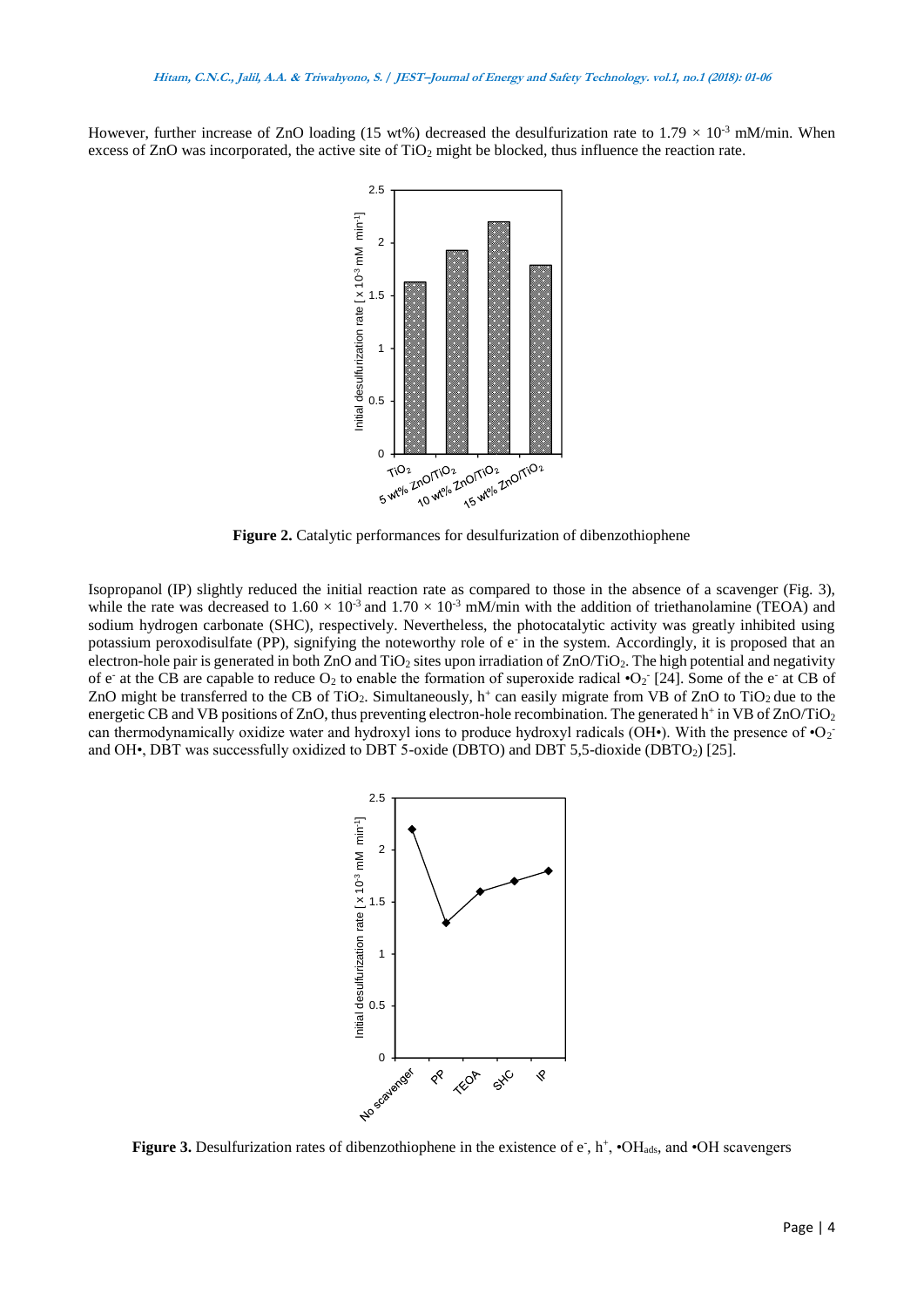However, further increase of ZnO loading (15 wt%) decreased the desulfurization rate to $1.79 \times 10^{-3}$ mM/min. When excess of ZnO was incorporated, the active site of $TiO_2$ might be blocked, thus influence the reaction rate.

**Figure 2.** Catalytic performances for desulfurization of dibenzothiophene

Isopropanol (IP) slightly reduced the initial reaction rate as compared to those in the absence of a scavenger (Fig. 3), while the rate was decreased to $1.60 \times 10^{-3}$ and $1.70 \times 10^{-3}$ mM/min with the addition of triethanolamine (TEOA) and sodium hydrogen carbonate (SHC), respectively. Nevertheless, the photocatalytic activity was greatly inhibited using potassium peroxodisulfate (PP), signifying the noteworthy role of $e^-$ in the system. Accordingly, it is proposed that an electron-hole pair is generated in both ZnO and $TiO_2$ sites upon irradiation of $ZnO/TiO_2$. The high potential and negativity of $e^-$ at the CB are capable to reduce $O_2$ to enable the formation of superoxide radical $\bullet O_2^-$ [24]. Some of the $e^-$ at CB of ZnO might be transferred to the CB of $TiO_2$. Simultaneously, $h^+$ can easily migrate from VB of ZnO to $TiO_2$ due to the energetic CB and VB positions of ZnO, thus preventing electron-hole recombination. The generated $h^+$ in VB of $ZnO/TiO_2$ can thermodynamically oxidize water and hydroxyl ions to produce hydroxyl radicals (OH•). With the presence of $\bullet O_2^-$ and OH•, DBT was successfully oxidized to DBT 5-oxide (DBTO) and DBT 5,5-dioxide ($DBTO_2$) [25].

**Figure 3.** Desulfurization rates of dibenzothiophene in the existence of $e^-$, $h^+$, $\bullet OH_{ads}$, and $\bullet OH$ scavengers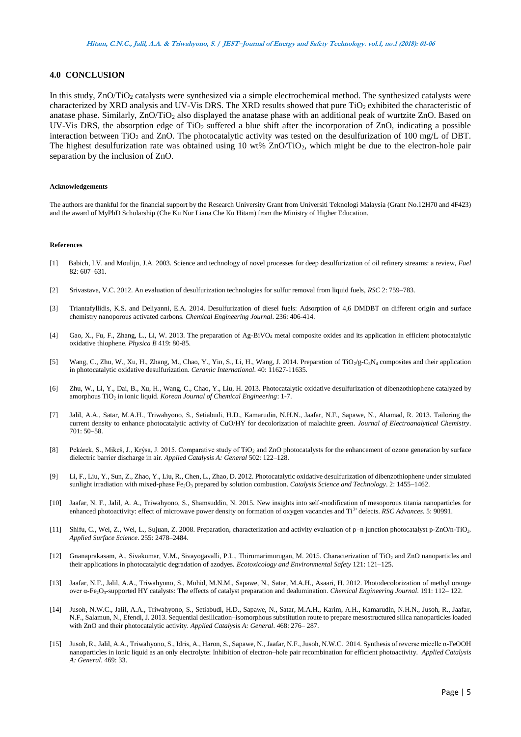## 4.0 CONCLUSION

In this study, $ZnO/TiO_2$ catalysts were synthesized via a simple electrochemical method. The synthesized catalysts were characterized by XRD analysis and UV-Vis DRS. The XRD results showed that pure $TiO_2$ exhibited the characteristic of anatase phase. Similarly, $ZnO/TiO_2$ also displayed the anatase phase with an additional peak of wurtzite ZnO. Based on UV-Vis DRS, the absorption edge of $TiO_2$ suffered a blue shift after the incorporation of ZnO, indicating a possible interaction between $TiO_2$ and ZnO. The photocatalytic activity was tested on the desulfurization of 100 mg/L of DBT. The highest desulfurization rate was obtained using 10 wt% $ZnO/TiO_2$, which might be due to the electron-hole pair separation by the inclusion of ZnO.

#### Acknowledgements

The authors are thankful for the financial support by the Research University Grant from Universiti Teknologi Malaysia (Grant No.12H70 and 4F423) and the award of MyPhD Scholarship (Che Ku Nor Liana Che Ku Hitam) from the Ministry of Higher Education.

#### References

[1] Babich, I.V. and Moulijn, J.A. 2003. Science and technology of novel processes for deep desulfurization of oil refinery streams: a review, *Fuel* 82: 607–631.

[2] Srivastava, V.C. 2012. An evaluation of desulfurization technologies for sulfur removal from liquid fuels, *RSC* 2: 759–783.

[3] Triantafyllidis, K.S. and Deliyanni, E.A. 2014. Desulfurization of diesel fuels: Adsorption of 4,6 DMDBT on different origin and surface chemistry nanoporous activated carbons. *Chemical Engineering Journal*. 236: 406-414.

[4] Gao, X., Fu, F., Zhang, L., Li, W. 2013. The preparation of Ag-$BiVO_4$ metal composite oxides and its application in efficient photocatalytic oxidative thiophene. *Physica B* 419: 80-85.

[5] Wang, C., Zhu, W., Xu, H., Zhang, M., Chao, Y., Yin, S., Li, H., Wang, J. 2014. Preparation of $TiO_2$/g-$C_3N_4$ composites and their application in photocatalytic oxidative desulfurization. *Ceramic International*. 40: 11627-11635.

[6] Zhu, W., Li, Y., Dai, B., Xu, H., Wang, C., Chao, Y., Liu, H. 2013. Photocatalytic oxidative desulfurization of dibenzothiophene catalyzed by amorphous $TiO_2$ in ionic liquid. *Korean Journal of Chemical Engineering*: 1-7.

[7] Jalil, A.A., Satar, M.A.H., Triwahyono, S., Setiabudi, H.D., Kamarudin, N.H.N., Jaafar, N.F., Sapawe, N., Ahamad, R. 2013. Tailoring the current density to enhance photocatalytic activity of CuO/HY for decolorization of malachite green. *Journal of Electroanalytical Chemistry*. 701: 50–58.

[8] Pekárek, S., Mikeš, J., Krýsa, J. 2015. Comparative study of $TiO_2$ and ZnO photocatalysts for the enhancement of ozone generation by surface dielectric barrier discharge in air. *Applied Catalysis A: General* 502: 122–128.

[9] Li, F., Liu, Y., Sun, Z., Zhao, Y., Liu, R., Chen, L., Zhao, D. 2012. Photocatalytic oxidative desulfurization of dibenzothiophene under simulated sunlight irradiation with mixed-phase $Fe_2O_3$ prepared by solution combustion. *Catalysis Science and Technology*. 2: 1455–1462.

[10] Jaafar, N. F., Jalil, A. A., Triwahyono, S., Shamsuddin, N. 2015. New insights into self-modification of mesoporous titania nanoparticles for enhanced photoactivity: effect of microwave power density on formation of oxygen vacancies and $Ti^{3+}$ defects. *RSC Advances*. 5: 90991.

[11] Shifu, C., Wei, Z., Wei, L., Sujuan, Z. 2008. Preparation, characterization and activity evaluation of p–n junction photocatalyst p-ZnO/n-$TiO_2$. *Applied Surface Science*. 255: 2478–2484.

[12] Gnanaprakasam, A., Sivakumar, V.M., Sivayogavalli, P.L., Thirumarimurugan, M. 2015. Characterization of $TiO_2$ and ZnO nanoparticles and their applications in photocatalytic degradation of azodyes. *Ecotoxicology and Environmental Safety* 121: 121–125.

[13] Jaafar, N.F., Jalil, A.A., Triwahyono, S., Muhid, M.N.M., Sapawe, N., Satar, M.A.H., Asaari, H. 2012. Photodecolorization of methyl orange over α-$Fe_2O_3$-supported HY catalysts: The effects of catalyst preparation and dealumination. *Chemical Engineering Journal*. 191: 112– 122.

[14] Jusoh, N.W.C., Jalil, A.A., Triwahyono, S., Setiabudi, H.D., Sapawe, N., Satar, M.A.H., Karim, A.H., Kamarudin, N.H.N., Jusoh, R., Jaafar, N.F., Salamun, N., Efendi, J. 2013. Sequential desilication–isomorphous substitution route to prepare mesostructured silica nanoparticles loaded with ZnO and their photocatalytic activity. *Applied Catalysis A: General*. 468: 276– 287.

[15] Jusoh, R., Jalil, A.A., Triwahyono, S., Idris, A., Haron, S., Sapawe, N., Jaafar, N.F., Jusoh, N.W.C. 2014. Synthesis of reverse micelle α-FeOOH nanoparticles in ionic liquid as an only electrolyte: Inhibition of electron–hole pair recombination for efficient photoactivity. *Applied Catalysis A: General*. 469: 33.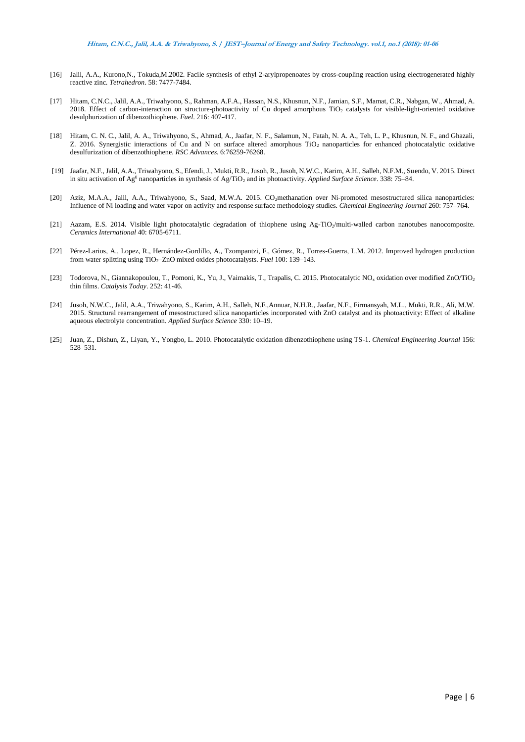[16] Jalil, A.A., Kurono,N., Tokuda,M.2002. Facile synthesis of ethyl 2-arylpropenoates by cross-coupling reaction using electrogenerated highly reactive zinc. *Tetrahedron*. 58: 7477-7484.

[17] Hitam, C.N.C., Jalil, A.A., Triwahyono, S., Rahman, A.F.A., Hassan, N.S., Khusnun, N.F., Jamian, S.F., Mamat, C.R., Nabgan, W., Ahmad, A. 2018. Effect of carbon-interaction on structure-photoactivity of Cu doped amorphous $TiO_2$ catalysts for visible-light-oriented oxidative desulphurization of dibenzothiophene. *Fuel*. 216: 407-417.

[18] Hitam, C. N. C., Jalil, A. A., Triwahyono, S., Ahmad, A., Jaafar, N. F., Salamun, N., Fatah, N. A. A., Teh, L. P., Khusnun, N. F., and Ghazali, Z. 2016. Synergistic interactions of Cu and N on surface altered amorphous $TiO_2$ nanoparticles for enhanced photocatalytic oxidative desulfurization of dibenzothiophene. *RSC Advances.* 6:76259-76268.

[19] Jaafar, N.F., Jalil, A.A., Triwahyono, S., Efendi, J., Mukti, R.R., Jusoh, R., Jusoh, N.W.C., Karim, A.H., Salleh, N.F.M., Suendo, V. 2015. Direct in situ activation of $Ag^0$ nanoparticles in synthesis of $Ag/TiO_2$ and its photoactivity. *Applied Surface Science*. 338: 75–84.

[20] Aziz, M.A.A., Jalil, A.A., Triwahyono, S., Saad, M.W.A. 2015. $CO_2$methanation over Ni-promoted mesostructured silica nanoparticles: Influence of Ni loading and water vapor on activity and response surface methodology studies. *Chemical Engineering Journal* 260: 757–764.

[21] Aazam, E.S. 2014. Visible light photocatalytic degradation of thiophene using Ag-$TiO_2$/multi-walled carbon nanotubes nanocomposite. *Ceramics International* 40: 6705-6711.

[22] Pérez-Larios, A., Lopez, R., Hernández-Gordillo, A., Tzompantzi, F., Gómez, R., Torres-Guerra, L.M. 2012. Improved hydrogen production from water splitting using $TiO_2$–ZnO mixed oxides photocatalysts. *Fuel* 100: 139–143.

[23] Todorova, N., Giannakopoulou, T., Pomoni, K., Yu, J., Vaimakis, T., Trapalis, C. 2015. Photocatalytic $NO_x$ oxidation over modified ZnO/$TiO_2$ thin films. *Catalysis Today*. 252: 41-46.

[24] Jusoh, N.W.C., Jalil, A.A., Triwahyono, S., Karim, A.H., Salleh, N.F.,Annuar, N.H.R., Jaafar, N.F., Firmansyah, M.L., Mukti, R.R., Ali, M.W. 2015. Structural rearrangement of mesostructured silica nanoparticles incorporated with ZnO catalyst and its photoactivity: Effect of alkaline aqueous electrolyte concentration. *Applied Surface Science* 330: 10–19.

[25] Juan, Z., Dishun, Z., Liyan, Y., Yongbo, L. 2010. Photocatalytic oxidation dibenzothiophene using TS-1. *Chemical Engineering Journal* 156: 528–531.